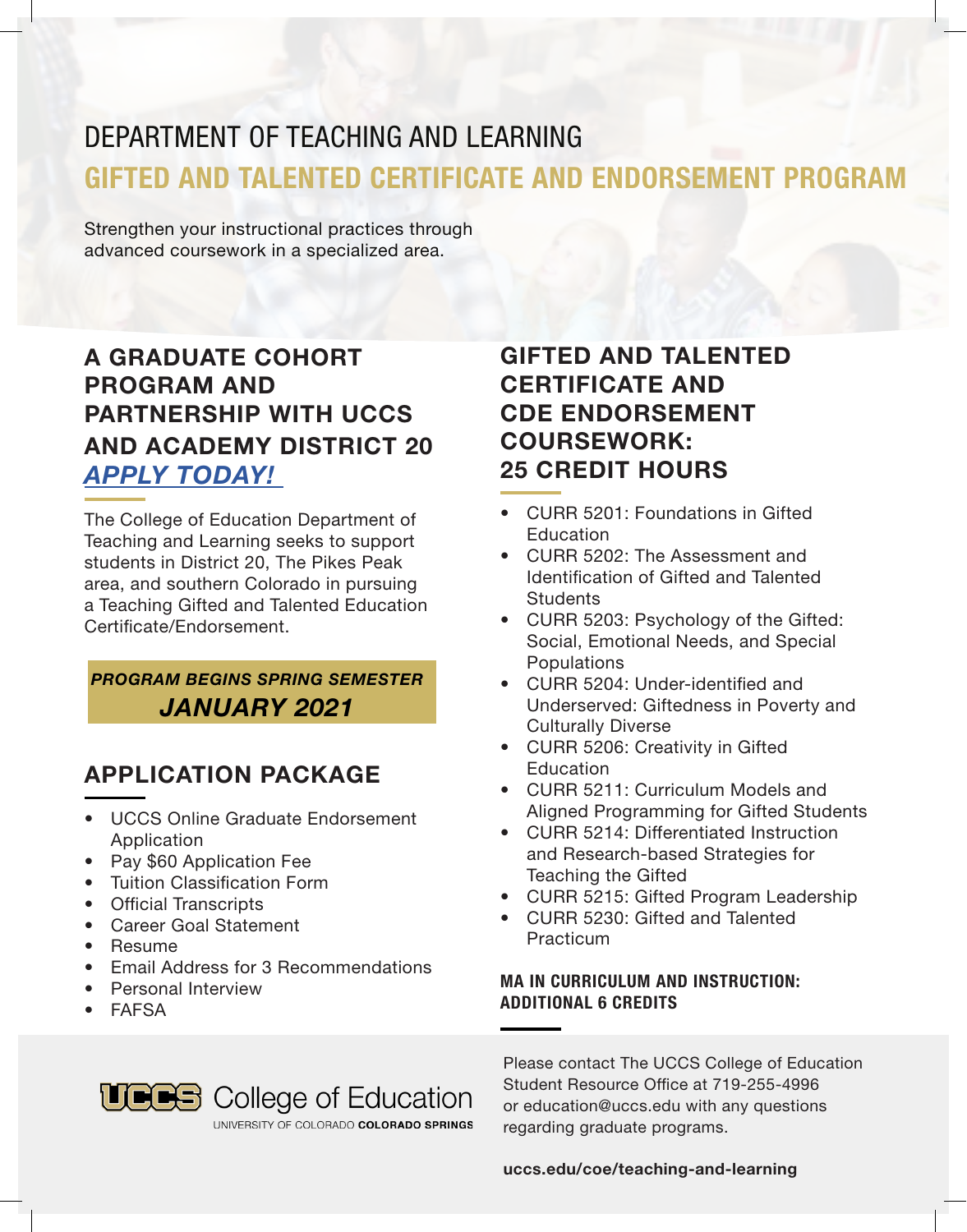# DEPARTMENT OF TEACHING AND LEARNING

## GIFTED AND TALENTED CERTIFICATE AND ENDORSEMENT PROGRAM

Strengthen your instructional practices through advanced coursework in a specialized area.

## A GRADUATE COHORT PROGRAM AND PARTNERSHIP WITH UCCS AND ACADEMY DISTRICT 20

***APPLY TODAY!***

The College of Education Department of Teaching and Learning seeks to support students in District 20, The Pikes Peak area, and southern Colorado in pursuing a Teaching Gifted and Talented Education Certificate/Endorsement.

***PROGRAM BEGINS SPRING SEMESTER***
***JANUARY 2021***

## APPLICATION PACKAGE

- UCCS Online Graduate Endorsement Application
- Pay $60 Application Fee
- Tuition Classification Form
- Official Transcripts
- Career Goal Statement
- Resume
- Email Address for 3 Recommendations
- Personal Interview
- FAFSA

## GIFTED AND TALENTED CERTIFICATE AND CDE ENDORSEMENT COURSEWORK: 25 CREDIT HOURS

- CURR 5201: Foundations in Gifted Education
- CURR 5202: The Assessment and Identification of Gifted and Talented Students
- CURR 5203: Psychology of the Gifted: Social, Emotional Needs, and Special Populations
- CURR 5204: Under-identified and Underserved: Giftedness in Poverty and Culturally Diverse
- CURR 5206: Creativity in Gifted Education
- CURR 5211: Curriculum Models and Aligned Programming for Gifted Students
- CURR 5214: Differentiated Instruction and Research-based Strategies for Teaching the Gifted
- CURR 5215: Gifted Program Leadership
- CURR 5230: Gifted and Talented Practicum

**MA IN CURRICULUM AND INSTRUCTION: ADDITIONAL 6 CREDITS**

UCCS College of Education
UNIVERSITY OF COLORADO **COLORADO SPRINGS**

Please contact The UCCS College of Education Student Resource Office at 719-255-4996 or education@uccs.edu with any questions regarding graduate programs.

**uccs.edu/coe/teaching-and-learning**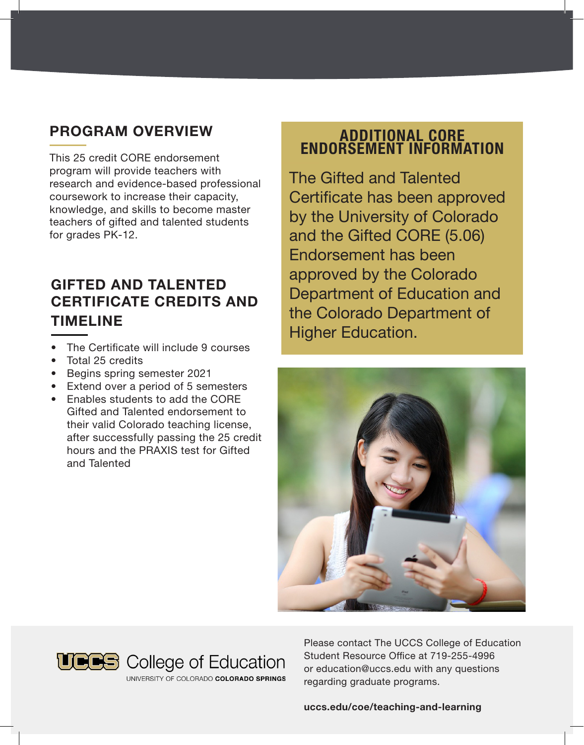## PROGRAM OVERVIEW

This 25 credit CORE endorsement program will provide teachers with research and evidence-based professional coursework to increase their capacity, knowledge, and skills to become master teachers of gifted and talented students for grades PK-12.

## GIFTED AND TALENTED CERTIFICATE CREDITS AND TIMELINE

- The Certificate will include 9 courses
- Total 25 credits
- Begins spring semester 2021
- Extend over a period of 5 semesters
- Enables students to add the CORE Gifted and Talented endorsement to their valid Colorado teaching license, after successfully passing the 25 credit hours and the PRAXIS test for Gifted and Talented

## ADDITIONAL CORE ENDORSEMENT INFORMATION

The Gifted and Talented Certificate has been approved by the University of Colorado and the Gifted CORE (5.06) Endorsement has been approved by the Colorado Department of Education and the Colorado Department of Higher Education.

UCCS College of Education
UNIVERSITY OF COLORADO **COLORADO SPRINGS**

Please contact The UCCS College of Education Student Resource Office at 719-255-4996 or education@uccs.edu with any questions regarding graduate programs.

**uccs.edu/coe/teaching-and-learning**